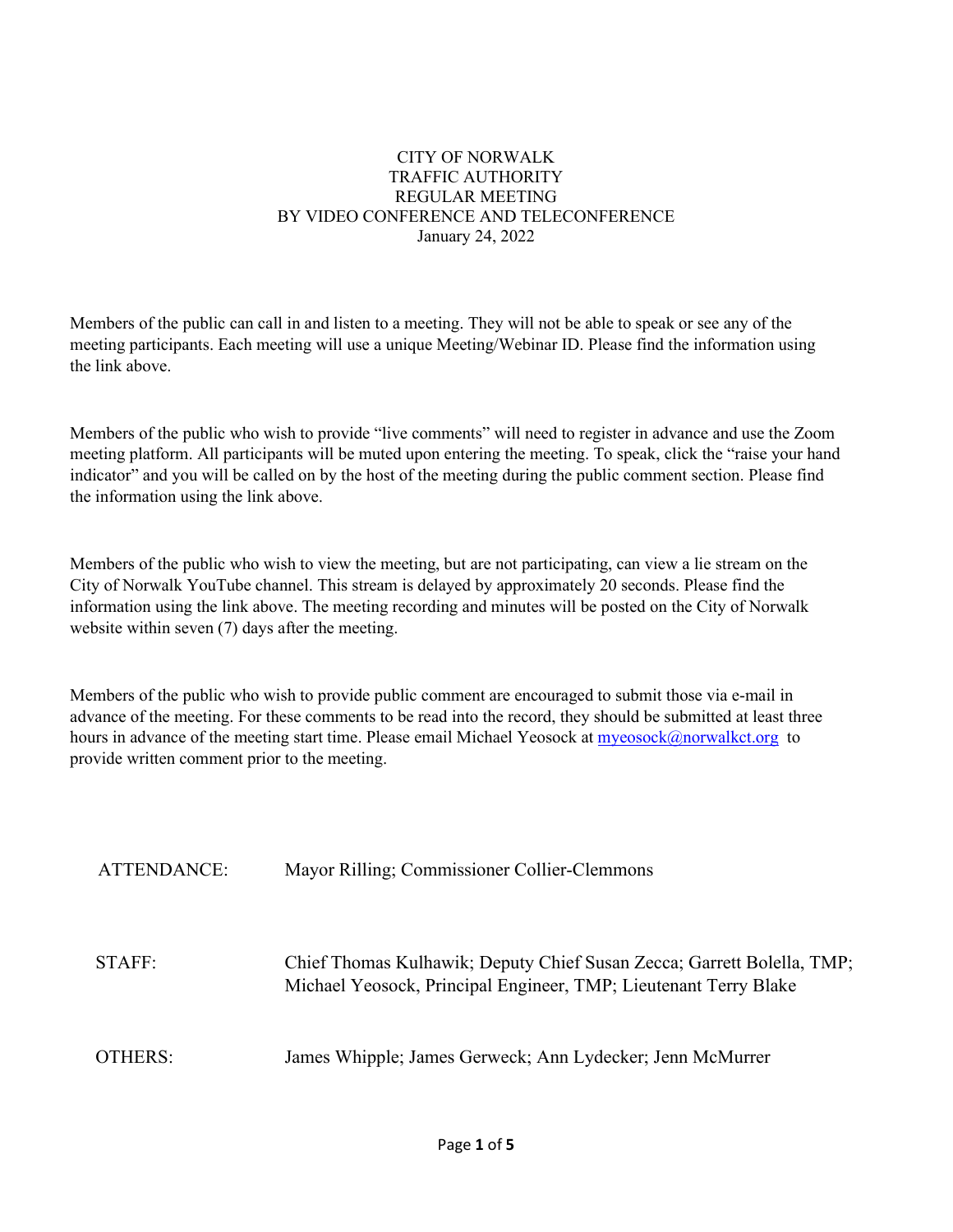# CITY OF NORWALK
## TRAFFIC AUTHORITY
## REGULAR MEETING
## BY VIDEO CONFERENCE AND TELECONFERENCE
## January 24, 2022

Members of the public can call in and listen to a meeting. They will not be able to speak or see any of the meeting participants. Each meeting will use a unique Meeting/Webinar ID. Please find the information using the link above.

Members of the public who wish to provide "live comments" will need to register in advance and use the Zoom meeting platform. All participants will be muted upon entering the meeting. To speak, click the "raise your hand indicator" and you will be called on by the host of the meeting during the public comment section. Please find the information using the link above.

Members of the public who wish to view the meeting, but are not participating, can view a lie stream on the City of Norwalk YouTube channel. This stream is delayed by approximately 20 seconds. Please find the information using the link above. The meeting recording and minutes will be posted on the City of Norwalk website within seven (7) days after the meeting.

Members of the public who wish to provide public comment are encouraged to submit those via e-mail in advance of the meeting. For these comments to be read into the record, they should be submitted at least three hours in advance of the meeting start time. Please email Michael Yeosock at myeosock@norwalkct.org to provide written comment prior to the meeting.

ATTENDANCE: Mayor Rilling; Commissioner Collier-Clemmons

STAFF: Chief Thomas Kulhawik; Deputy Chief Susan Zecca; Garrett Bolella, TMP; Michael Yeosock, Principal Engineer, TMP; Lieutenant Terry Blake

OTHERS: James Whipple; James Gerweck; Ann Lydecker; Jenn McMurrer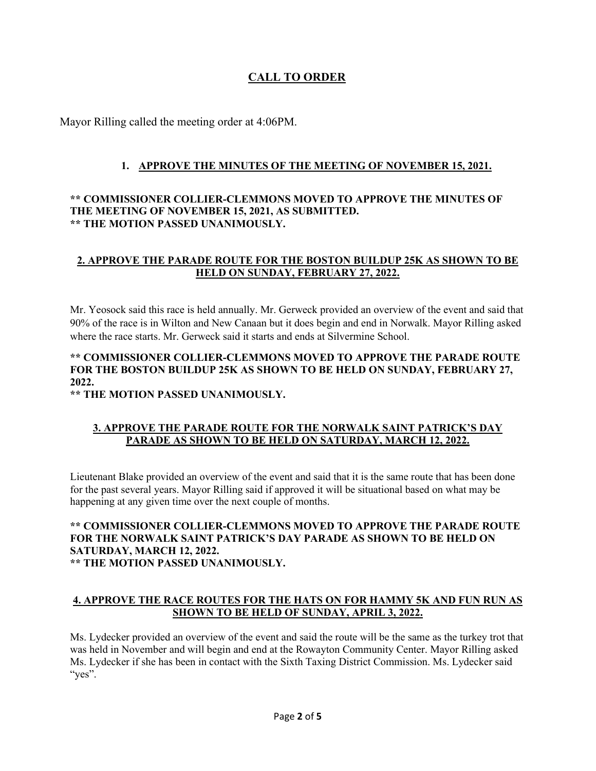## CALL TO ORDER

Mayor Rilling called the meeting order at 4:06PM.

### 1. APPROVE THE MINUTES OF THE MEETING OF NOVEMBER 15, 2021.

**\*\* COMMISSIONER COLLIER-CLEMMONS MOVED TO APPROVE THE MINUTES OF THE MEETING OF NOVEMBER 15, 2021, AS SUBMITTED.**
**\*\* THE MOTION PASSED UNANIMOUSLY.**

### 2. APPROVE THE PARADE ROUTE FOR THE BOSTON BUILDUP 25K AS SHOWN TO BE HELD ON SUNDAY, FEBRUARY 27, 2022.

Mr. Yeosock said this race is held annually. Mr. Gerweck provided an overview of the event and said that 90% of the race is in Wilton and New Canaan but it does begin and end in Norwalk. Mayor Rilling asked where the race starts. Mr. Gerweck said it starts and ends at Silvermine School.

**\*\* COMMISSIONER COLLIER-CLEMMONS MOVED TO APPROVE THE PARADE ROUTE FOR THE BOSTON BUILDUP 25K AS SHOWN TO BE HELD ON SUNDAY, FEBRUARY 27, 2022.**
**\*\* THE MOTION PASSED UNANIMOUSLY.**

### 3. APPROVE THE PARADE ROUTE FOR THE NORWALK SAINT PATRICK'S DAY PARADE AS SHOWN TO BE HELD ON SATURDAY, MARCH 12, 2022.

Lieutenant Blake provided an overview of the event and said that it is the same route that has been done for the past several years. Mayor Rilling said if approved it will be situational based on what may be happening at any given time over the next couple of months.

**\*\* COMMISSIONER COLLIER-CLEMMONS MOVED TO APPROVE THE PARADE ROUTE FOR THE NORWALK SAINT PATRICK'S DAY PARADE AS SHOWN TO BE HELD ON SATURDAY, MARCH 12, 2022.**
**\*\* THE MOTION PASSED UNANIMOUSLY.**

### 4. APPROVE THE RACE ROUTES FOR THE HATS ON FOR HAMMY 5K AND FUN RUN AS SHOWN TO BE HELD OF SUNDAY, APRIL 3, 2022.

Ms. Lydecker provided an overview of the event and said the route will be the same as the turkey trot that was held in November and will begin and end at the Rowayton Community Center. Mayor Rilling asked Ms. Lydecker if she has been in contact with the Sixth Taxing District Commission. Ms. Lydecker said "yes".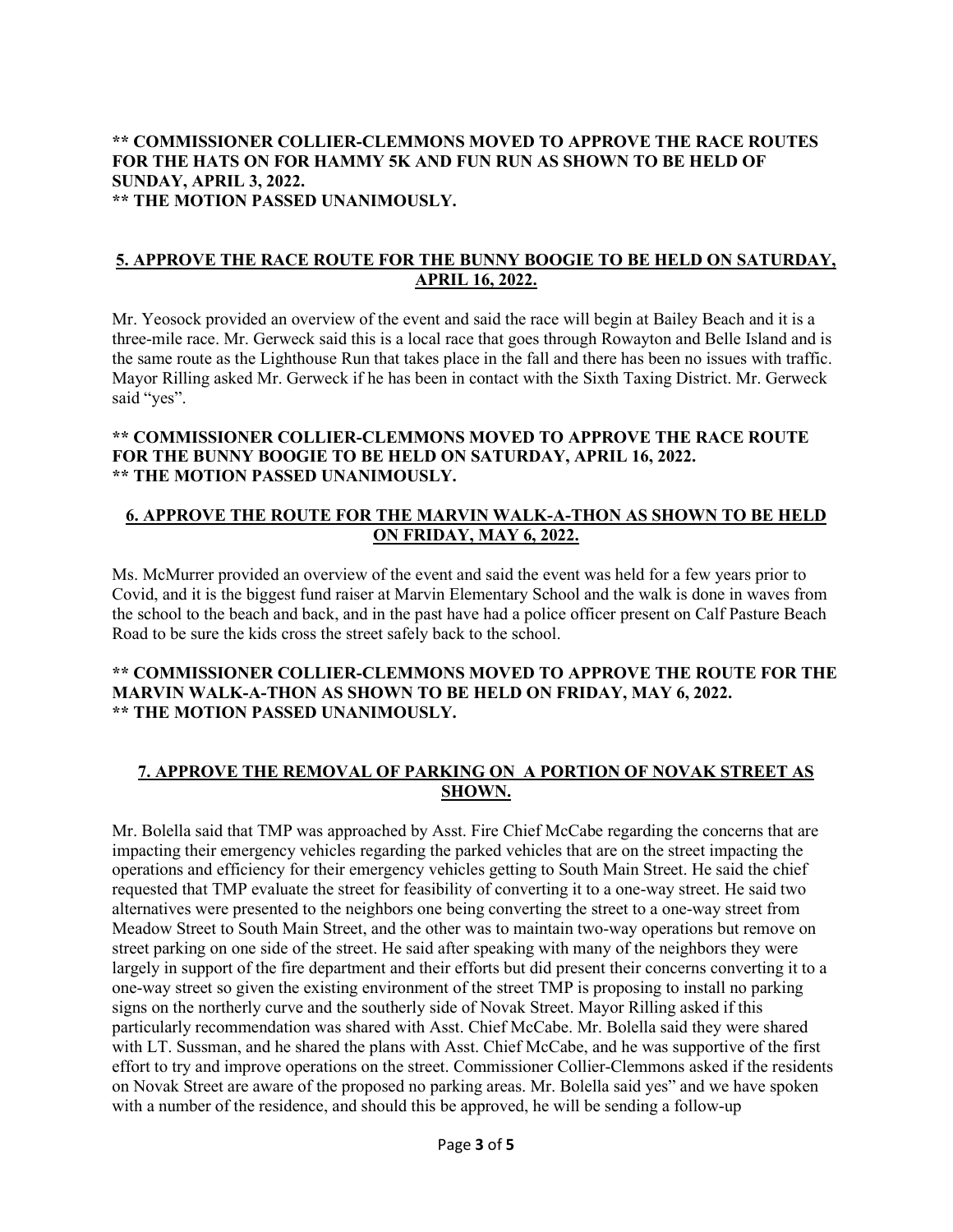**\*\* COMMISSIONER COLLIER-CLEMMONS MOVED TO APPROVE THE RACE ROUTES FOR THE HATS ON FOR HAMMY 5K AND FUN RUN AS SHOWN TO BE HELD OF SUNDAY, APRIL 3, 2022.**
**\*\* THE MOTION PASSED UNANIMOUSLY.**

## 5. APPROVE THE RACE ROUTE FOR THE BUNNY BOOGIE TO BE HELD ON SATURDAY, APRIL 16, 2022.

Mr. Yeosock provided an overview of the event and said the race will begin at Bailey Beach and it is a three-mile race. Mr. Gerweck said this is a local race that goes through Rowayton and Belle Island and is the same route as the Lighthouse Run that takes place in the fall and there has been no issues with traffic. Mayor Rilling asked Mr. Gerweck if he has been in contact with the Sixth Taxing District. Mr. Gerweck said "yes".

**\*\* COMMISSIONER COLLIER-CLEMMONS MOVED TO APPROVE THE RACE ROUTE FOR THE BUNNY BOOGIE TO BE HELD ON SATURDAY, APRIL 16, 2022.**
**\*\* THE MOTION PASSED UNANIMOUSLY.**

## 6. APPROVE THE ROUTE FOR THE MARVIN WALK-A-THON AS SHOWN TO BE HELD ON FRIDAY, MAY 6, 2022.

Ms. McMurrer provided an overview of the event and said the event was held for a few years prior to Covid, and it is the biggest fund raiser at Marvin Elementary School and the walk is done in waves from the school to the beach and back, and in the past have had a police officer present on Calf Pasture Beach Road to be sure the kids cross the street safely back to the school.

**\*\* COMMISSIONER COLLIER-CLEMMONS MOVED TO APPROVE THE ROUTE FOR THE MARVIN WALK-A-THON AS SHOWN TO BE HELD ON FRIDAY, MAY 6, 2022.**
**\*\* THE MOTION PASSED UNANIMOUSLY.**

## 7. APPROVE THE REMOVAL OF PARKING ON A PORTION OF NOVAK STREET AS SHOWN.

Mr. Bolella said that TMP was approached by Asst. Fire Chief McCabe regarding the concerns that are impacting their emergency vehicles regarding the parked vehicles that are on the street impacting the operations and efficiency for their emergency vehicles getting to South Main Street. He said the chief requested that TMP evaluate the street for feasibility of converting it to a one-way street. He said two alternatives were presented to the neighbors one being converting the street to a one-way street from Meadow Street to South Main Street, and the other was to maintain two-way operations but remove on street parking on one side of the street. He said after speaking with many of the neighbors they were largely in support of the fire department and their efforts but did present their concerns converting it to a one-way street so given the existing environment of the street TMP is proposing to install no parking signs on the northerly curve and the southerly side of Novak Street. Mayor Rilling asked if this particularly recommendation was shared with Asst. Chief McCabe. Mr. Bolella said they were shared with LT. Sussman, and he shared the plans with Asst. Chief McCabe, and he was supportive of the first effort to try and improve operations on the street. Commissioner Collier-Clemmons asked if the residents on Novak Street are aware of the proposed no parking areas. Mr. Bolella said yes" and we have spoken with a number of the residence, and should this be approved, he will be sending a follow-up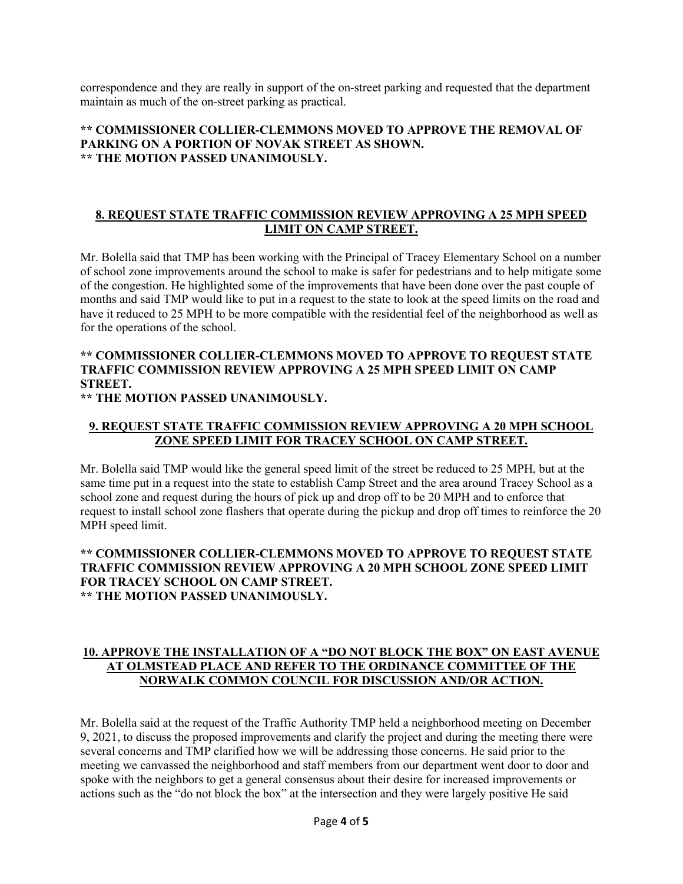correspondence and they are really in support of the on-street parking and requested that the department maintain as much of the on-street parking as practical.

**** COMMISSIONER COLLIER-CLEMMONS MOVED TO APPROVE THE REMOVAL OF PARKING ON A PORTION OF NOVAK STREET AS SHOWN.**
**** THE MOTION PASSED UNANIMOUSLY.**

## 8. REQUEST STATE TRAFFIC COMMISSION REVIEW APPROVING A 25 MPH SPEED LIMIT ON CAMP STREET.

Mr. Bolella said that TMP has been working with the Principal of Tracey Elementary School on a number of school zone improvements around the school to make is safer for pedestrians and to help mitigate some of the congestion. He highlighted some of the improvements that have been done over the past couple of months and said TMP would like to put in a request to the state to look at the speed limits on the road and have it reduced to 25 MPH to be more compatible with the residential feel of the neighborhood as well as for the operations of the school.

**** COMMISSIONER COLLIER-CLEMMONS MOVED TO APPROVE TO REQUEST STATE TRAFFIC COMMISSION REVIEW APPROVING A 25 MPH SPEED LIMIT ON CAMP STREET.**
**** THE MOTION PASSED UNANIMOUSLY.**

## 9. REQUEST STATE TRAFFIC COMMISSION REVIEW APPROVING A 20 MPH SCHOOL ZONE SPEED LIMIT FOR TRACEY SCHOOL ON CAMP STREET.

Mr. Bolella said TMP would like the general speed limit of the street be reduced to 25 MPH, but at the same time put in a request into the state to establish Camp Street and the area around Tracey School as a school zone and request during the hours of pick up and drop off to be 20 MPH and to enforce that request to install school zone flashers that operate during the pickup and drop off times to reinforce the 20 MPH speed limit.

**** COMMISSIONER COLLIER-CLEMMONS MOVED TO APPROVE TO REQUEST STATE TRAFFIC COMMISSION REVIEW APPROVING A 20 MPH SCHOOL ZONE SPEED LIMIT FOR TRACEY SCHOOL ON CAMP STREET.**
**** THE MOTION PASSED UNANIMOUSLY.**

## 10. APPROVE THE INSTALLATION OF A "DO NOT BLOCK THE BOX" ON EAST AVENUE AT OLMSTEAD PLACE AND REFER TO THE ORDINANCE COMMITTEE OF THE NORWALK COMMON COUNCIL FOR DISCUSSION AND/OR ACTION.

Mr. Bolella said at the request of the Traffic Authority TMP held a neighborhood meeting on December 9, 2021, to discuss the proposed improvements and clarify the project and during the meeting there were several concerns and TMP clarified how we will be addressing those concerns. He said prior to the meeting we canvassed the neighborhood and staff members from our department went door to door and spoke with the neighbors to get a general consensus about their desire for increased improvements or actions such as the "do not block the box" at the intersection and they were largely positive He said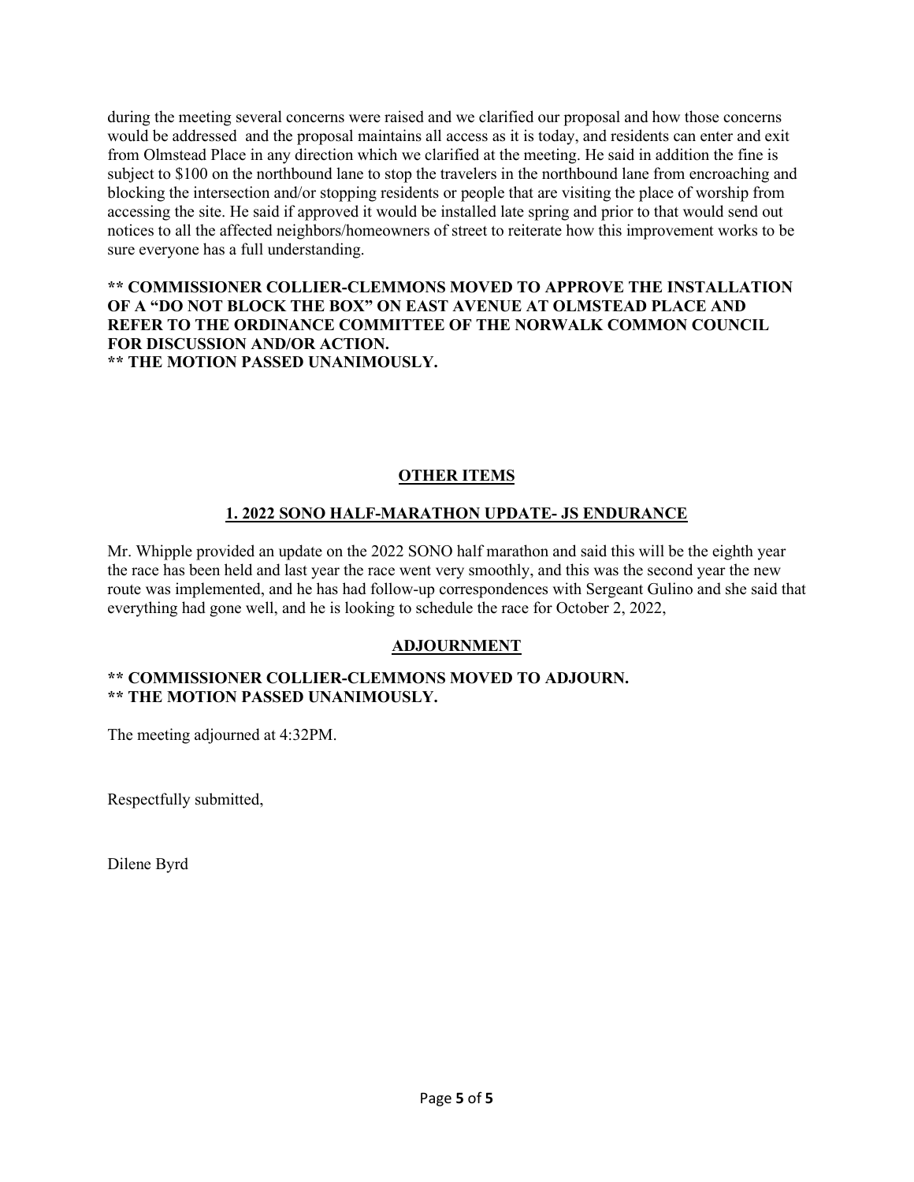during the meeting several concerns were raised and we clarified our proposal and how those concerns would be addressed and the proposal maintains all access as it is today, and residents can enter and exit from Olmstead Place in any direction which we clarified at the meeting. He said in addition the fine is subject to $100 on the northbound lane to stop the travelers in the northbound lane from encroaching and blocking the intersection and/or stopping residents or people that are visiting the place of worship from accessing the site. He said if approved it would be installed late spring and prior to that would send out notices to all the affected neighbors/homeowners of street to reiterate how this improvement works to be sure everyone has a full understanding.

**\*\* COMMISSIONER COLLIER-CLEMMONS MOVED TO APPROVE THE INSTALLATION OF A "DO NOT BLOCK THE BOX" ON EAST AVENUE AT OLMSTEAD PLACE AND REFER TO THE ORDINANCE COMMITTEE OF THE NORWALK COMMON COUNCIL FOR DISCUSSION AND/OR ACTION.**
**\*\* THE MOTION PASSED UNANIMOUSLY.**

## OTHER ITEMS

### 1. 2022 SONO HALF-MARATHON UPDATE- JS ENDURANCE

Mr. Whipple provided an update on the 2022 SONO half marathon and said this will be the eighth year the race has been held and last year the race went very smoothly, and this was the second year the new route was implemented, and he has had follow-up correspondences with Sergeant Gulino and she said that everything had gone well, and he is looking to schedule the race for October 2, 2022,

## ADJOURNMENT

**\*\* COMMISSIONER COLLIER-CLEMMONS MOVED TO ADJOURN.**
**\*\* THE MOTION PASSED UNANIMOUSLY.**

The meeting adjourned at 4:32PM.

Respectfully submitted,

Dilene Byrd